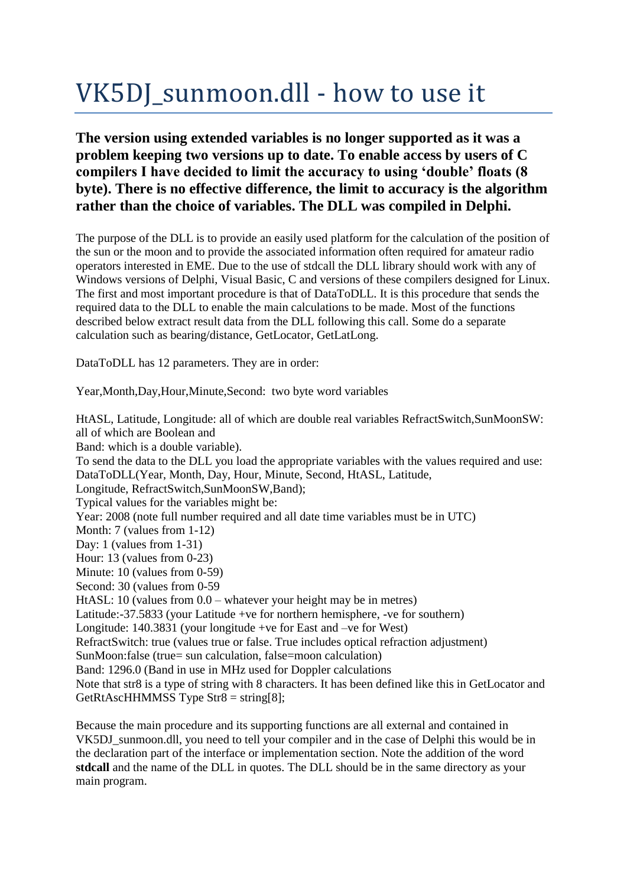# VK5DJ_sunmoon.dll - how to use it

**The version using extended variables is no longer supported as it was a problem keeping two versions up to date. To enable access by users of C compilers I have decided to limit the accuracy to using 'double' floats (8 byte). There is no effective difference, the limit to accuracy is the algorithm rather than the choice of variables. The DLL was compiled in Delphi.**

The purpose of the DLL is to provide an easily used platform for the calculation of the position of the sun or the moon and to provide the associated information often required for amateur radio operators interested in EME. Due to the use of stdcall the DLL library should work with any of Windows versions of Delphi, Visual Basic, C and versions of these compilers designed for Linux. The first and most important procedure is that of DataToDLL. It is this procedure that sends the required data to the DLL to enable the main calculations to be made. Most of the functions described below extract result data from the DLL following this call. Some do a separate calculation such as bearing/distance, GetLocator, GetLatLong.

DataToDLL has 12 parameters. They are in order:

Year,Month,Day,Hour,Minute,Second: two byte word variables

HtASL, Latitude, Longitude: all of which are double real variables RefractSwitch,SunMoonSW: all of which are Boolean and
Band: which is a double variable).
To send the data to the DLL you load the appropriate variables with the values required and use:
DataToDLL(Year, Month, Day, Hour, Minute, Second, HtASL, Latitude, Longitude, RefractSwitch,SunMoonSW,Band);
Typical values for the variables might be:
Year: 2008 (note full number required and all date time variables must be in UTC)
Month: 7 (values from 1-12)
Day: 1 (values from 1-31)
Hour: 13 (values from 0-23)
Minute: 10 (values from 0-59)
Second: 30 (values from 0-59
HtASL: 10 (values from 0.0 – whatever your height may be in metres)
Latitude:-37.5833 (your Latitude +ve for northern hemisphere, -ve for southern)
Longitude: 140.3831 (your longitude +ve for East and –ve for West)
RefractSwitch: true (values true or false. True includes optical refraction adjustment)
SunMoon:false (true= sun calculation, false=moon calculation)
Band: 1296.0 (Band in use in MHz used for Doppler calculations
Note that str8 is a type of string with 8 characters. It has been defined like this in GetLocator and GetRtAscHHMMSS Type Str8 = string[8];

Because the main procedure and its supporting functions are all external and contained in VK5DJ_sunmoon.dll, you need to tell your compiler and in the case of Delphi this would be in the declaration part of the interface or implementation section. Note the addition of the word **stdcall** and the name of the DLL in quotes. The DLL should be in the same directory as your main program.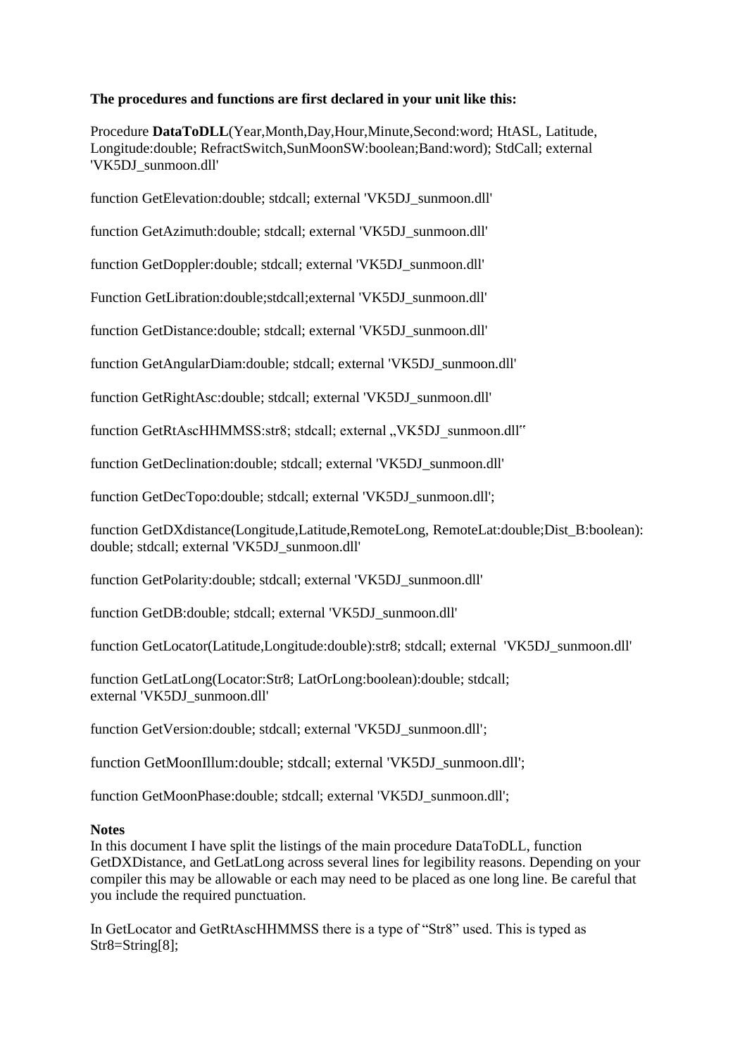**The procedures and functions are first declared in your unit like this:**

Procedure **DataToDLL**(Year,Month,Day,Hour,Minute,Second:word; HtASL, Latitude, Longitude:double; RefractSwitch,SunMoonSW:boolean;Band:word); StdCall; external 'VK5DJ_sunmoon.dll'

function GetElevation:double; stdcall; external 'VK5DJ_sunmoon.dll'

function GetAzimuth:double; stdcall; external 'VK5DJ_sunmoon.dll'

function GetDoppler:double; stdcall; external 'VK5DJ_sunmoon.dll'

Function GetLibration:double;stdcall;external 'VK5DJ_sunmoon.dll'

function GetDistance:double; stdcall; external 'VK5DJ_sunmoon.dll'

function GetAngularDiam:double; stdcall; external 'VK5DJ_sunmoon.dll'

function GetRightAsc:double; stdcall; external 'VK5DJ_sunmoon.dll'

function GetRtAscHHMMSS:str8; stdcall; external „VK5DJ_sunmoon.dll"

function GetDeclination:double; stdcall; external 'VK5DJ_sunmoon.dll'

function GetDecTopo:double; stdcall; external 'VK5DJ_sunmoon.dll';

function GetDXdistance(Longitude,Latitude,RemoteLong, RemoteLat:double;Dist_B:boolean): double; stdcall; external 'VK5DJ_sunmoon.dll'

function GetPolarity:double; stdcall; external 'VK5DJ_sunmoon.dll'

function GetDB:double; stdcall; external 'VK5DJ_sunmoon.dll'

function GetLocator(Latitude,Longitude:double):str8; stdcall; external 'VK5DJ_sunmoon.dll'

function GetLatLong(Locator:Str8; LatOrLong:boolean):double; stdcall; external 'VK5DJ_sunmoon.dll'

function GetVersion:double; stdcall; external 'VK5DJ_sunmoon.dll';

function GetMoonIllum:double; stdcall; external 'VK5DJ_sunmoon.dll';

function GetMoonPhase:double; stdcall; external 'VK5DJ_sunmoon.dll';

**Notes**

In this document I have split the listings of the main procedure DataToDLL, function GetDXDistance, and GetLatLong across several lines for legibility reasons. Depending on your compiler this may be allowable or each may need to be placed as one long line. Be careful that you include the required punctuation.

In GetLocator and GetRtAscHHMMSS there is a type of "Str8" used. This is typed as Str8=String[8];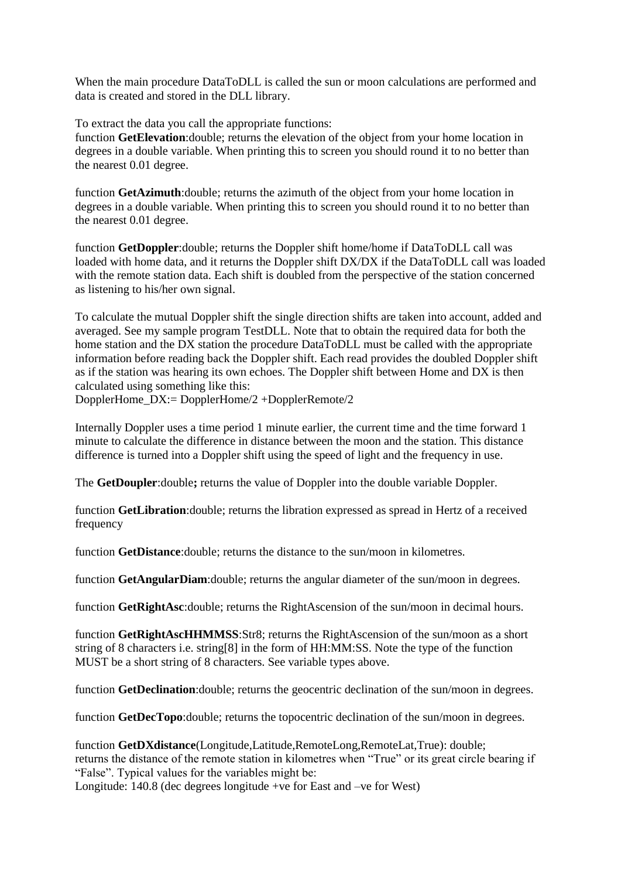When the main procedure DataToDLL is called the sun or moon calculations are performed and data is created and stored in the DLL library.

To extract the data you call the appropriate functions:
function **GetElevation**:double; returns the elevation of the object from your home location in degrees in a double variable. When printing this to screen you should round it to no better than the nearest 0.01 degree.

function **GetAzimuth**:double; returns the azimuth of the object from your home location in degrees in a double variable. When printing this to screen you should round it to no better than the nearest 0.01 degree.

function **GetDoppler**:double; returns the Doppler shift home/home if DataToDLL call was loaded with home data, and it returns the Doppler shift DX/DX if the DataToDLL call was loaded with the remote station data. Each shift is doubled from the perspective of the station concerned as listening to his/her own signal.

To calculate the mutual Doppler shift the single direction shifts are taken into account, added and averaged. See my sample program TestDLL. Note that to obtain the required data for both the home station and the DX station the procedure DataToDLL must be called with the appropriate information before reading back the Doppler shift. Each read provides the doubled Doppler shift as if the station was hearing its own echoes. The Doppler shift between Home and DX is then calculated using something like this:
DopplerHome_DX:= DopplerHome/2 +DopplerRemote/2

Internally Doppler uses a time period 1 minute earlier, the current time and the time forward 1 minute to calculate the difference in distance between the moon and the station. This distance difference is turned into a Doppler shift using the speed of light and the frequency in use.

The **GetDoupler**:double**;** returns the value of Doppler into the double variable Doppler.

function **GetLibration**:double; returns the libration expressed as spread in Hertz of a received frequency

function **GetDistance**:double; returns the distance to the sun/moon in kilometres.

function **GetAngularDiam**:double; returns the angular diameter of the sun/moon in degrees.

function **GetRightAsc**:double; returns the RightAscension of the sun/moon in decimal hours.

function **GetRightAscHHMMSS**:Str8; returns the RightAscension of the sun/moon as a short string of 8 characters i.e. string[8] in the form of HH:MM:SS. Note the type of the function MUST be a short string of 8 characters. See variable types above.

function **GetDeclination**:double; returns the geocentric declination of the sun/moon in degrees.

function **GetDecTopo**:double; returns the topocentric declination of the sun/moon in degrees.

function **GetDXdistance**(Longitude,Latitude,RemoteLong,RemoteLat,True): double;
returns the distance of the remote station in kilometres when "True" or its great circle bearing if "False". Typical values for the variables might be:
Longitude: 140.8 (dec degrees longitude +ve for East and –ve for West)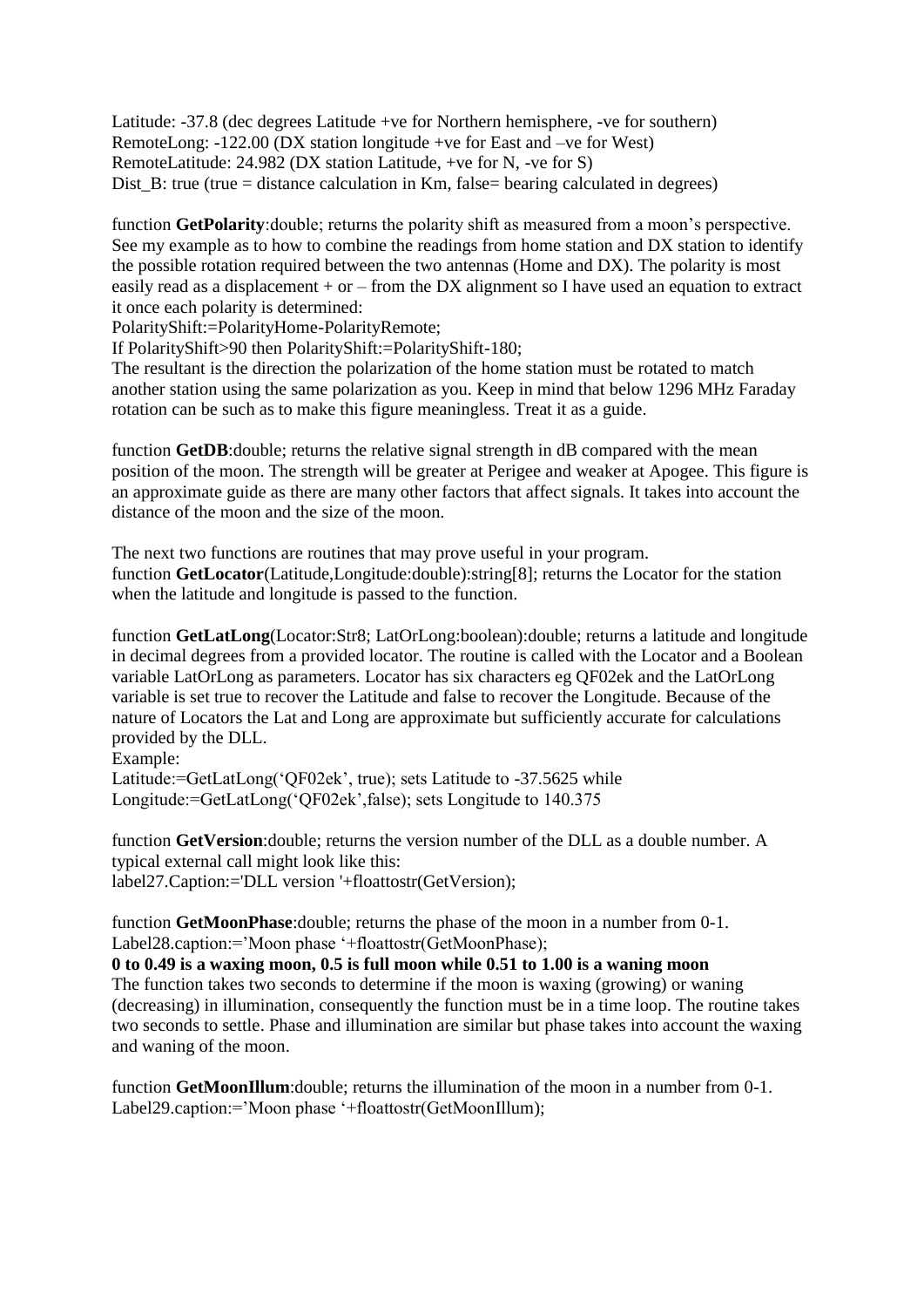Latitude: -37.8 (dec degrees Latitude +ve for Northern hemisphere, -ve for southern)
RemoteLong: -122.00 (DX station longitude +ve for East and –ve for West)
RemoteLatitude: 24.982 (DX station Latitude, +ve for N, -ve for S)
Dist_B: true (true = distance calculation in Km, false= bearing calculated in degrees)

function **GetPolarity**:double; returns the polarity shift as measured from a moon's perspective. See my example as to how to combine the readings from home station and DX station to identify the possible rotation required between the two antennas (Home and DX). The polarity is most easily read as a displacement + or – from the DX alignment so I have used an equation to extract it once each polarity is determined:
PolarityShift:=PolarityHome-PolarityRemote;
If PolarityShift>90 then PolarityShift:=PolarityShift-180;
The resultant is the direction the polarization of the home station must be rotated to match another station using the same polarization as you. Keep in mind that below 1296 MHz Faraday rotation can be such as to make this figure meaningless. Treat it as a guide.

function **GetDB**:double; returns the relative signal strength in dB compared with the mean position of the moon. The strength will be greater at Perigee and weaker at Apogee. This figure is an approximate guide as there are many other factors that affect signals. It takes into account the distance of the moon and the size of the moon.

The next two functions are routines that may prove useful in your program.
function **GetLocator**(Latitude,Longitude:double):string[8]; returns the Locator for the station when the latitude and longitude is passed to the function.

function **GetLatLong**(Locator:Str8; LatOrLong:boolean):double; returns a latitude and longitude in decimal degrees from a provided locator. The routine is called with the Locator and a Boolean variable LatOrLong as parameters. Locator has six characters eg QF02ek and the LatOrLong variable is set true to recover the Latitude and false to recover the Longitude. Because of the nature of Locators the Lat and Long are approximate but sufficiently accurate for calculations provided by the DLL.
Example:
Latitude:=GetLatLong('QF02ek', true); sets Latitude to -37.5625 while
Longitude:=GetLatLong('QF02ek',false); sets Longitude to 140.375

function **GetVersion**:double; returns the version number of the DLL as a double number. A typical external call might look like this:
label27.Caption:='DLL version '+floattostr(GetVersion);

function **GetMoonPhase**:double; returns the phase of the moon in a number from 0-1.
Label28.caption:='Moon phase '+floattostr(GetMoonPhase);
**0 to 0.49 is a waxing moon, 0.5 is full moon while 0.51 to 1.00 is a waning moon**
The function takes two seconds to determine if the moon is waxing (growing) or waning (decreasing) in illumination, consequently the function must be in a time loop. The routine takes two seconds to settle. Phase and illumination are similar but phase takes into account the waxing and waning of the moon.

function **GetMoonIllum**:double; returns the illumination of the moon in a number from 0-1.
Label29.caption:='Moon phase '+floattostr(GetMoonIllum);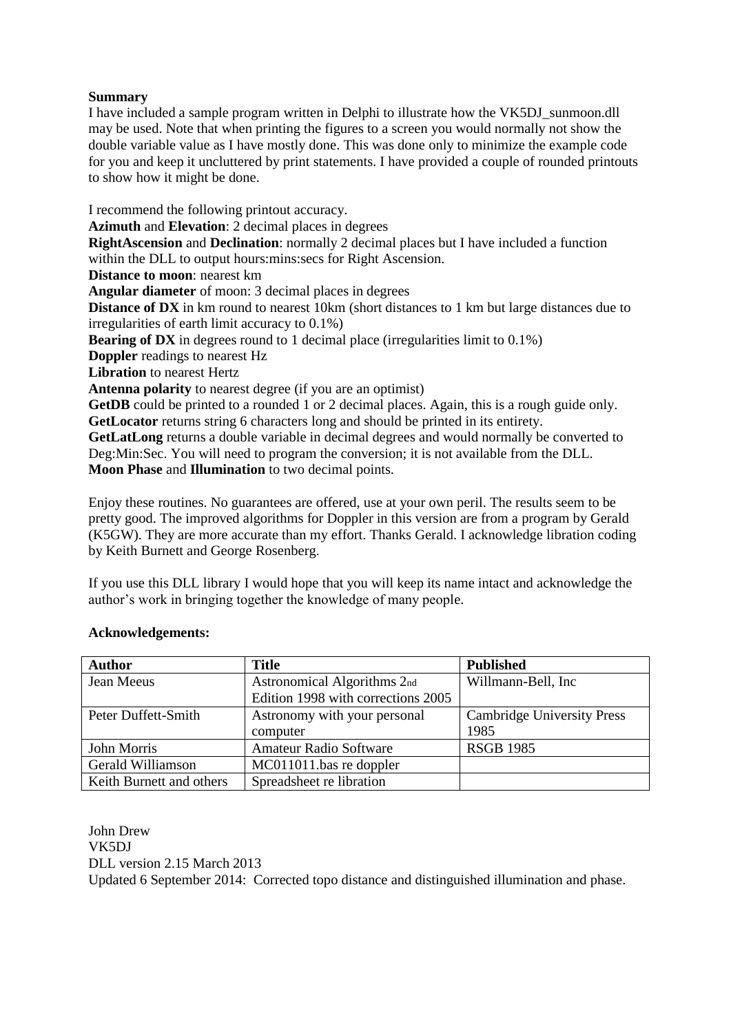**Summary**

I have included a sample program written in Delphi to illustrate how the VK5DJ_sunmoon.dll may be used. Note that when printing the figures to a screen you would normally not show the double variable value as I have mostly done. This was done only to minimize the example code for you and keep it uncluttered by print statements. I have provided a couple of rounded printouts to show how it might be done.

I recommend the following printout accuracy.
**Azimuth** and **Elevation**: 2 decimal places in degrees
**RightAscension** and **Declination**: normally 2 decimal places but I have included a function within the DLL to output hours:mins:secs for Right Ascension.
**Distance to moon**: nearest km
**Angular diameter** of moon: 3 decimal places in degrees
**Distance of DX** in km round to nearest 10km (short distances to 1 km but large distances due to irregularities of earth limit accuracy to 0.1%)
**Bearing of DX** in degrees round to 1 decimal place (irregularities limit to 0.1%)
**Doppler** readings to nearest Hz
**Libration** to nearest Hertz
**Antenna polarity** to nearest degree (if you are an optimist)
**GetDB** could be printed to a rounded 1 or 2 decimal places. Again, this is a rough guide only.
**GetLocator** returns string 6 characters long and should be printed in its entirety.
**GetLatLong** returns a double variable in decimal degrees and would normally be converted to Deg:Min:Sec. You will need to program the conversion; it is not available from the DLL.
**Moon Phase** and **Illumination** to two decimal points.

Enjoy these routines. No guarantees are offered, use at your own peril. The results seem to be pretty good. The improved algorithms for Doppler in this version are from a program by Gerald (K5GW). They are more accurate than my effort. Thanks Gerald. I acknowledge libration coding by Keith Burnett and George Rosenberg.

If you use this DLL library I would hope that you will keep its name intact and acknowledge the author's work in bringing together the knowledge of many people.

**Acknowledgements:**

| Author | Title | Published |
|---|---|---|
| Jean Meeus | Astronomical Algorithms 2nd Edition 1998 with corrections 2005 | Willmann-Bell, Inc |
| Peter Duffett-Smith | Astronomy with your personal computer | Cambridge University Press 1985 |
| John Morris | Amateur Radio Software | RSGB 1985 |
| Gerald Williamson | MC011011.bas re doppler | |
| Keith Burnett and others | Spreadsheet re libration | |

John Drew
VK5DJ
DLL version 2.15 March 2013
Updated 6 September 2014: Corrected topo distance and distinguished illumination and phase.